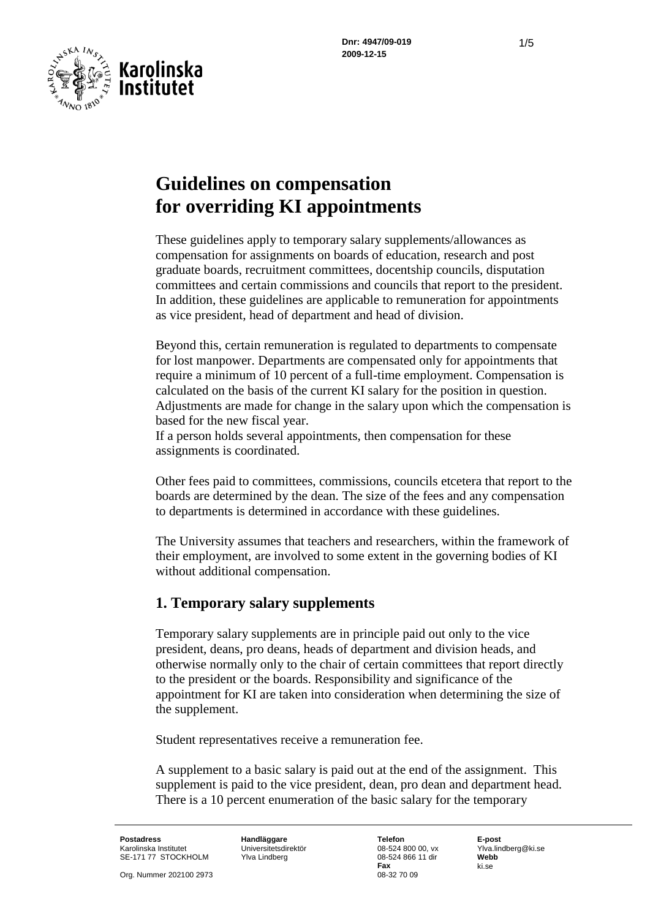Dnr: 4947/09-019
2009-12-15

# Guidelines on compensation for overriding KI appointments

These guidelines apply to temporary salary supplements/allowances as compensation for assignments on boards of education, research and post graduate boards, recruitment committees, docentship councils, disputation committees and certain commissions and councils that report to the president. In addition, these guidelines are applicable to remuneration for appointments as vice president, head of department and head of division.

Beyond this, certain remuneration is regulated to departments to compensate for lost manpower. Departments are compensated only for appointments that require a minimum of 10 percent of a full-time employment. Compensation is calculated on the basis of the current KI salary for the position in question. Adjustments are made for change in the salary upon which the compensation is based for the new fiscal year.
If a person holds several appointments, then compensation for these assignments is coordinated.

Other fees paid to committees, commissions, councils etcetera that report to the boards are determined by the dean. The size of the fees and any compensation to departments is determined in accordance with these guidelines.

The University assumes that teachers and researchers, within the framework of their employment, are involved to some extent in the governing bodies of KI without additional compensation.

## 1. Temporary salary supplements

Temporary salary supplements are in principle paid out only to the vice president, deans, pro deans, heads of department and division heads, and otherwise normally only to the chair of certain committees that report directly to the president or the boards. Responsibility and significance of the appointment for KI are taken into consideration when determining the size of the supplement.

Student representatives receive a remuneration fee.

A supplement to a basic salary is paid out at the end of the assignment. This supplement is paid to the vice president, dean, pro dean and department head. There is a 10 percent enumeration of the basic salary for the temporary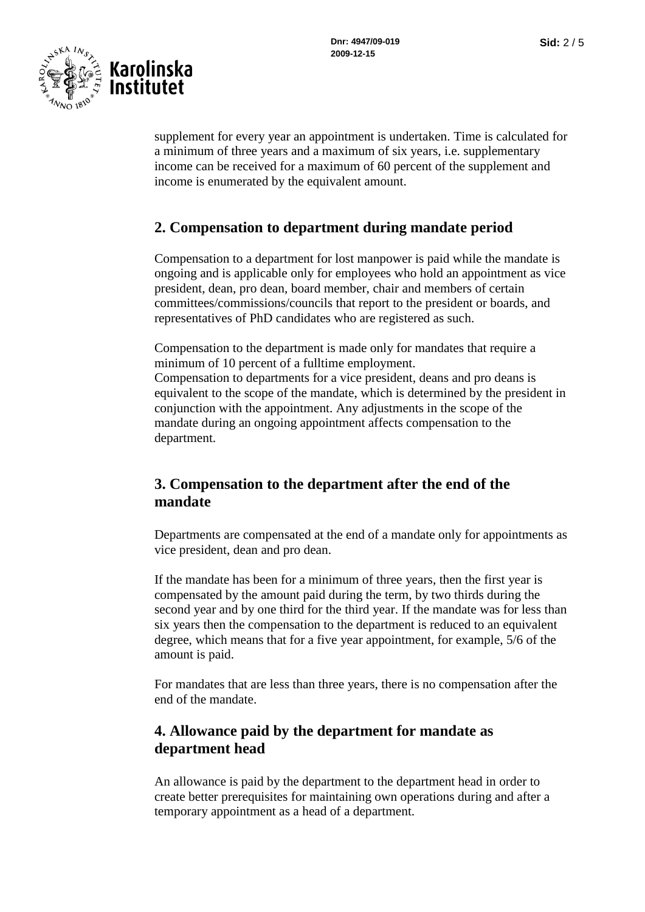supplement for every year an appointment is undertaken. Time is calculated for a minimum of three years and a maximum of six years, i.e. supplementary income can be received for a maximum of 60 percent of the supplement and income is enumerated by the equivalent amount.

## 2. Compensation to department during mandate period

Compensation to a department for lost manpower is paid while the mandate is ongoing and is applicable only for employees who hold an appointment as vice president, dean, pro dean, board member, chair and members of certain committees/commissions/councils that report to the president or boards, and representatives of PhD candidates who are registered as such.

Compensation to the department is made only for mandates that require a minimum of 10 percent of a fulltime employment.
Compensation to departments for a vice president, deans and pro deans is equivalent to the scope of the mandate, which is determined by the president in conjunction with the appointment. Any adjustments in the scope of the mandate during an ongoing appointment affects compensation to the department.

## 3. Compensation to the department after the end of the mandate

Departments are compensated at the end of a mandate only for appointments as vice president, dean and pro dean.

If the mandate has been for a minimum of three years, then the first year is compensated by the amount paid during the term, by two thirds during the second year and by one third for the third year. If the mandate was for less than six years then the compensation to the department is reduced to an equivalent degree, which means that for a five year appointment, for example, 5/6 of the amount is paid.

For mandates that are less than three years, there is no compensation after the end of the mandate.

## 4. Allowance paid by the department for mandate as department head

An allowance is paid by the department to the department head in order to create better prerequisites for maintaining own operations during and after a temporary appointment as a head of a department.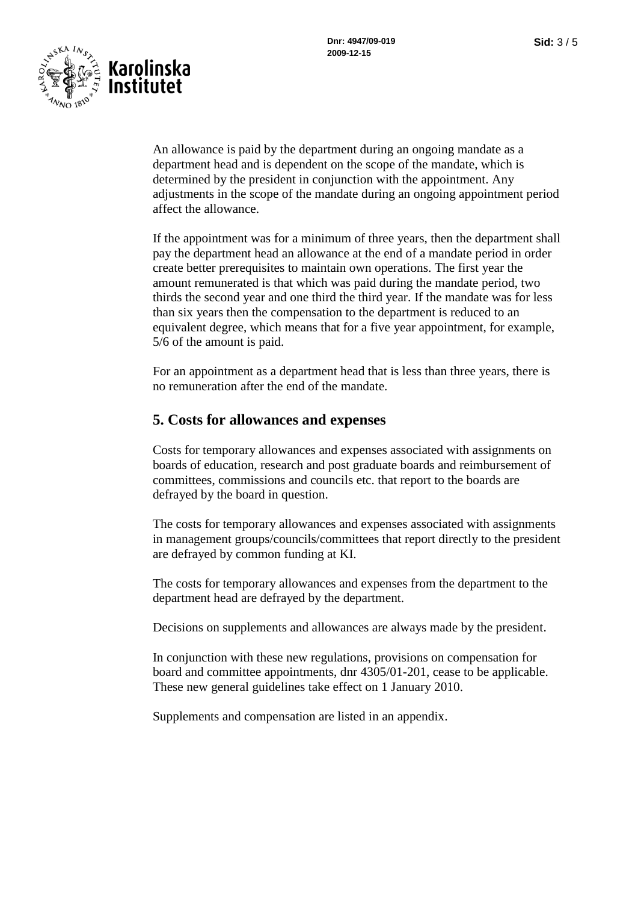An allowance is paid by the department during an ongoing mandate as a department head and is dependent on the scope of the mandate, which is determined by the president in conjunction with the appointment. Any adjustments in the scope of the mandate during an ongoing appointment period affect the allowance.

If the appointment was for a minimum of three years, then the department shall pay the department head an allowance at the end of a mandate period in order create better prerequisites to maintain own operations. The first year the amount remunerated is that which was paid during the mandate period, two thirds the second year and one third the third year. If the mandate was for less than six years then the compensation to the department is reduced to an equivalent degree, which means that for a five year appointment, for example, 5/6 of the amount is paid.

For an appointment as a department head that is less than three years, there is no remuneration after the end of the mandate.

## 5. Costs for allowances and expenses

Costs for temporary allowances and expenses associated with assignments on boards of education, research and post graduate boards and reimbursement of committees, commissions and councils etc. that report to the boards are defrayed by the board in question.

The costs for temporary allowances and expenses associated with assignments in management groups/councils/committees that report directly to the president are defrayed by common funding at KI.

The costs for temporary allowances and expenses from the department to the department head are defrayed by the department.

Decisions on supplements and allowances are always made by the president.

In conjunction with these new regulations, provisions on compensation for board and committee appointments, dnr 4305/01-201, cease to be applicable. These new general guidelines take effect on 1 January 2010.

Supplements and compensation are listed in an appendix.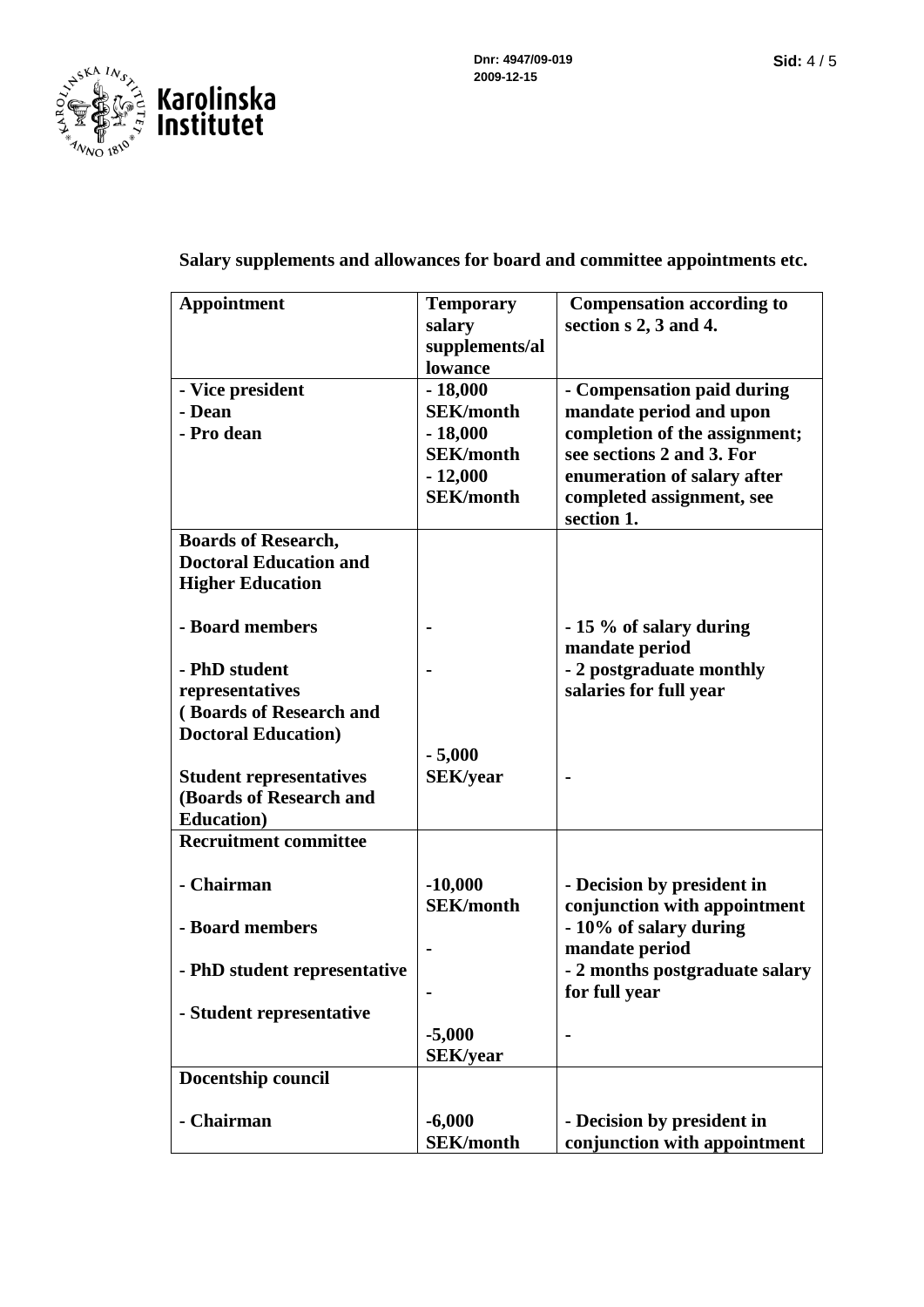**Salary supplements and allowances for board and committee appointments etc.**

| Appointment | Temporary salary supplements/allowance | Compensation according to section s 2, 3 and 4. |
|---|---|---|
| - Vice president<br>- Dean<br>- Pro dean | - 18,000 SEK/month<br>- 18,000 SEK/month<br>- 12,000 SEK/month | - Compensation paid during mandate period and upon completion of the assignment; see sections 2 and 3. For enumeration of salary after completed assignment, see section 1. |
| **Boards of Research, Doctoral Education and Higher Education** | | |
| - Board members | - | - 15 % of salary during mandate period |
| - PhD student representatives ( Boards of Research and Doctoral Education) | - | - 2 postgraduate monthly salaries for full year |
| Student representatives (Boards of Research and Education) | - 5,000 SEK/year | - |
| **Recruitment committee** | | |
| - Chairman | -10,000 SEK/month | - Decision by president in conjunction with appointment |
| - Board members | - | - 10% of salary during mandate period |
| - PhD student representative | - | - 2 months postgraduate salary for full year |
| - Student representative | -5,000 SEK/year | - |
| **Docentship council** | | |
| - Chairman | -6,000 SEK/month | - Decision by president in conjunction with appointment |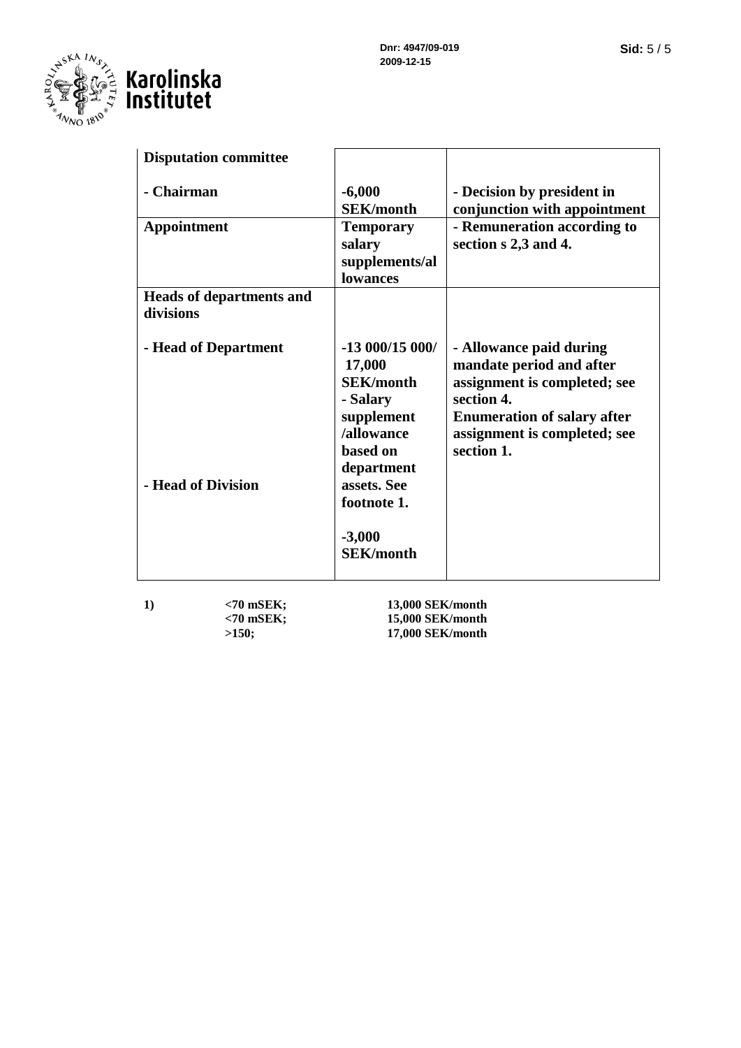| | | |
|---|---|---|
| **Disputation committee** | | |
| **- Chairman** | **-6,000 SEK/month** | **- Decision by president in conjunction with appointment** |
| **Appointment** | **Temporary salary supplements/allowances** | **- Remuneration according to section s 2,3 and 4.** |
| **Heads of departments and divisions** | | |
| **- Head of Department** | **-13 000/15 000/ 17,000 SEK/month - Salary supplement /allowance based on department assets. See footnote 1.** | **- Allowance paid during mandate period and after assignment is completed; see section 4. Enumeration of salary after assignment is completed; see section 1.** |
| **- Head of Division** | **-3,000 SEK/month** | |

**1)** **<70 mSEK;** **13,000 SEK/month**
**<70 mSEK;** **15,000 SEK/month**
**>150;** **17,000 SEK/month**